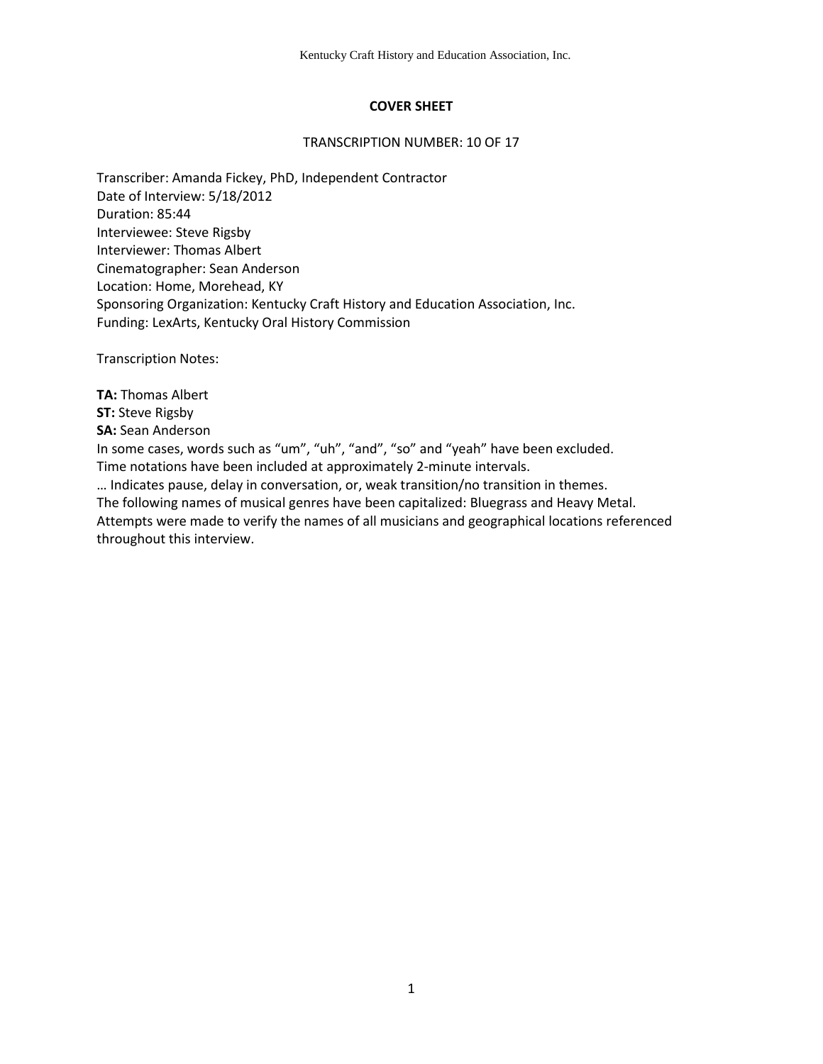## COVER SHEET

TRANSCRIPTION NUMBER: 10 OF 17

Transcriber: Amanda Fickey, PhD, Independent Contractor
Date of Interview: 5/18/2012
Duration: 85:44
Interviewee: Steve Rigsby
Interviewer: Thomas Albert
Cinematographer: Sean Anderson
Location: Home, Morehead, KY
Sponsoring Organization: Kentucky Craft History and Education Association, Inc.
Funding: LexArts, Kentucky Oral History Commission

Transcription Notes:

**TA:** Thomas Albert
**ST:** Steve Rigsby
**SA:** Sean Anderson
In some cases, words such as "um", "uh", "and", "so" and "yeah" have been excluded.
Time notations have been included at approximately 2-minute intervals.
… Indicates pause, delay in conversation, or, weak transition/no transition in themes.
The following names of musical genres have been capitalized: Bluegrass and Heavy Metal.
Attempts were made to verify the names of all musicians and geographical locations referenced throughout this interview.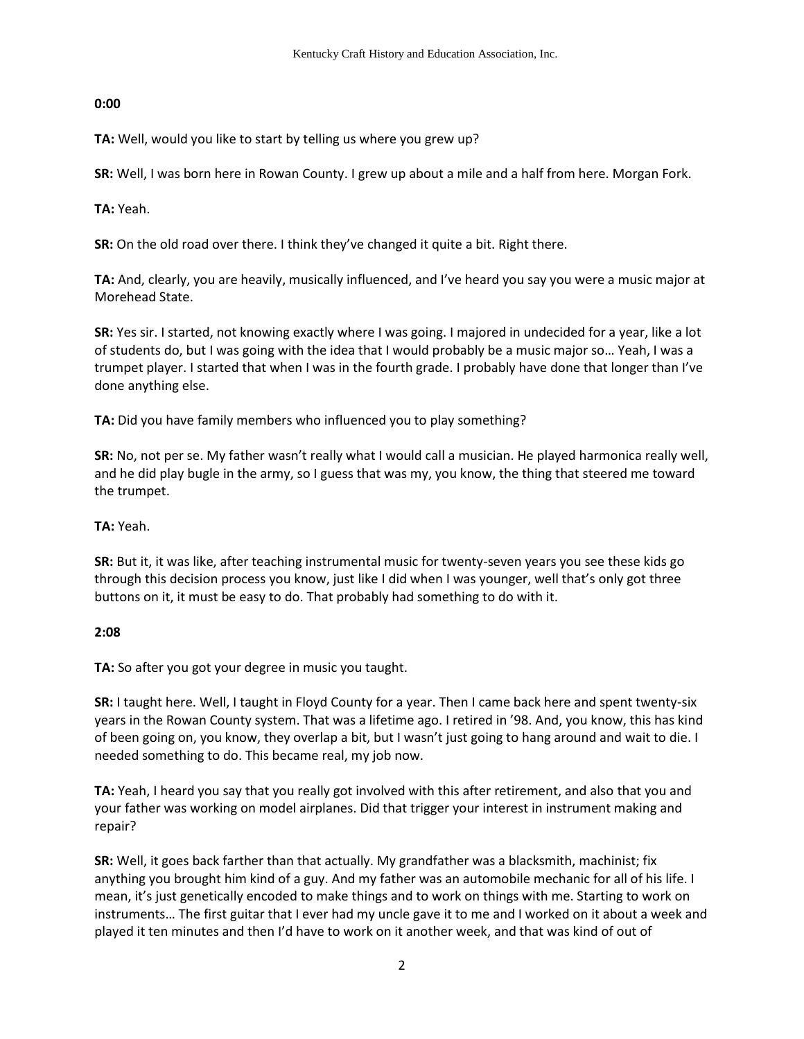**0:00**

**TA:** Well, would you like to start by telling us where you grew up?

**SR:** Well, I was born here in Rowan County. I grew up about a mile and a half from here. Morgan Fork.

**TA:** Yeah.

**SR:** On the old road over there. I think they've changed it quite a bit. Right there.

**TA:** And, clearly, you are heavily, musically influenced, and I've heard you say you were a music major at Morehead State.

**SR:** Yes sir. I started, not knowing exactly where I was going. I majored in undecided for a year, like a lot of students do, but I was going with the idea that I would probably be a music major so… Yeah, I was a trumpet player. I started that when I was in the fourth grade. I probably have done that longer than I've done anything else.

**TA:** Did you have family members who influenced you to play something?

**SR:** No, not per se. My father wasn't really what I would call a musician. He played harmonica really well, and he did play bugle in the army, so I guess that was my, you know, the thing that steered me toward the trumpet.

**TA:** Yeah.

**SR:** But it, it was like, after teaching instrumental music for twenty-seven years you see these kids go through this decision process you know, just like I did when I was younger, well that's only got three buttons on it, it must be easy to do. That probably had something to do with it.

**2:08**

**TA:** So after you got your degree in music you taught.

**SR:** I taught here. Well, I taught in Floyd County for a year. Then I came back here and spent twenty-six years in the Rowan County system. That was a lifetime ago. I retired in '98. And, you know, this has kind of been going on, you know, they overlap a bit, but I wasn't just going to hang around and wait to die. I needed something to do. This became real, my job now.

**TA:** Yeah, I heard you say that you really got involved with this after retirement, and also that you and your father was working on model airplanes. Did that trigger your interest in instrument making and repair?

**SR:** Well, it goes back farther than that actually. My grandfather was a blacksmith, machinist; fix anything you brought him kind of a guy. And my father was an automobile mechanic for all of his life. I mean, it's just genetically encoded to make things and to work on things with me. Starting to work on instruments… The first guitar that I ever had my uncle gave it to me and I worked on it about a week and played it ten minutes and then I'd have to work on it another week, and that was kind of out of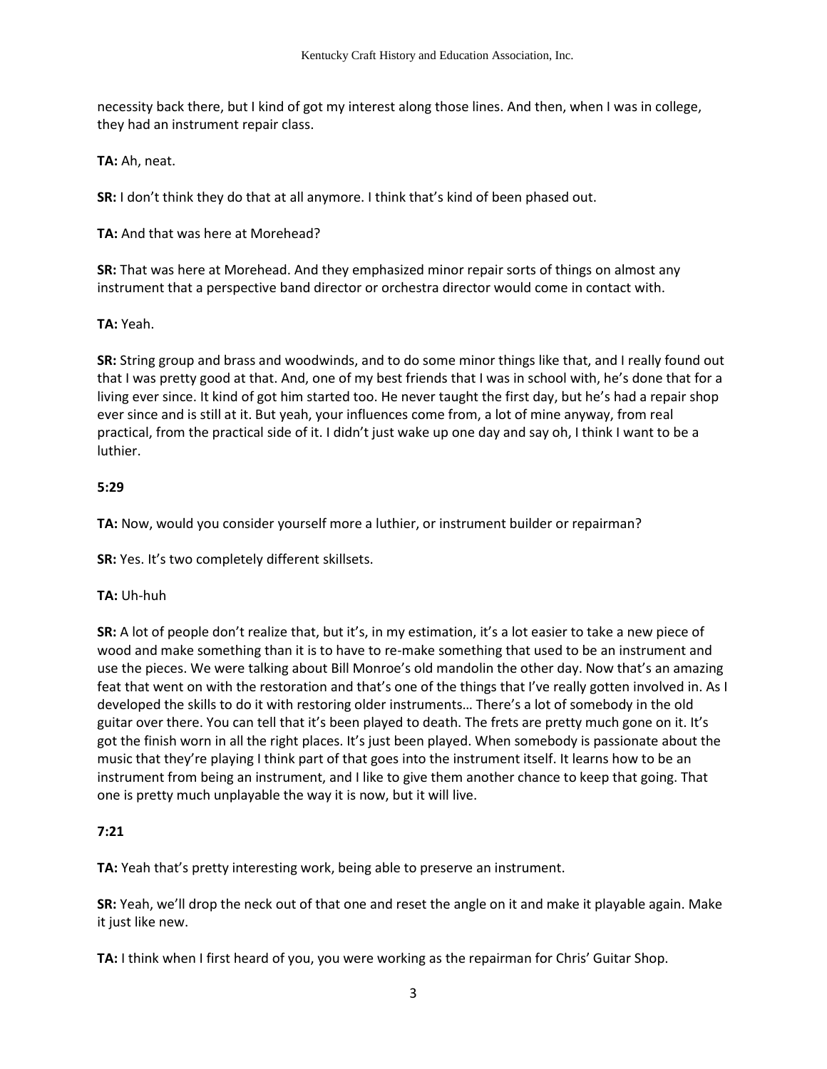necessity back there, but I kind of got my interest along those lines. And then, when I was in college, they had an instrument repair class.

**TA:** Ah, neat.

**SR:** I don't think they do that at all anymore. I think that's kind of been phased out.

**TA:** And that was here at Morehead?

**SR:** That was here at Morehead. And they emphasized minor repair sorts of things on almost any instrument that a perspective band director or orchestra director would come in contact with.

**TA:** Yeah.

**SR:** String group and brass and woodwinds, and to do some minor things like that, and I really found out that I was pretty good at that. And, one of my best friends that I was in school with, he's done that for a living ever since. It kind of got him started too. He never taught the first day, but he's had a repair shop ever since and is still at it. But yeah, your influences come from, a lot of mine anyway, from real practical, from the practical side of it. I didn't just wake up one day and say oh, I think I want to be a luthier.

**5:29**

**TA:** Now, would you consider yourself more a luthier, or instrument builder or repairman?

**SR:** Yes. It's two completely different skillsets.

**TA:** Uh-huh

**SR:** A lot of people don't realize that, but it's, in my estimation, it's a lot easier to take a new piece of wood and make something than it is to have to re-make something that used to be an instrument and use the pieces. We were talking about Bill Monroe's old mandolin the other day. Now that's an amazing feat that went on with the restoration and that's one of the things that I've really gotten involved in. As I developed the skills to do it with restoring older instruments… There's a lot of somebody in the old guitar over there. You can tell that it's been played to death. The frets are pretty much gone on it. It's got the finish worn in all the right places. It's just been played. When somebody is passionate about the music that they're playing I think part of that goes into the instrument itself. It learns how to be an instrument from being an instrument, and I like to give them another chance to keep that going. That one is pretty much unplayable the way it is now, but it will live.

**7:21**

**TA:** Yeah that's pretty interesting work, being able to preserve an instrument.

**SR:** Yeah, we'll drop the neck out of that one and reset the angle on it and make it playable again. Make it just like new.

**TA:** I think when I first heard of you, you were working as the repairman for Chris' Guitar Shop.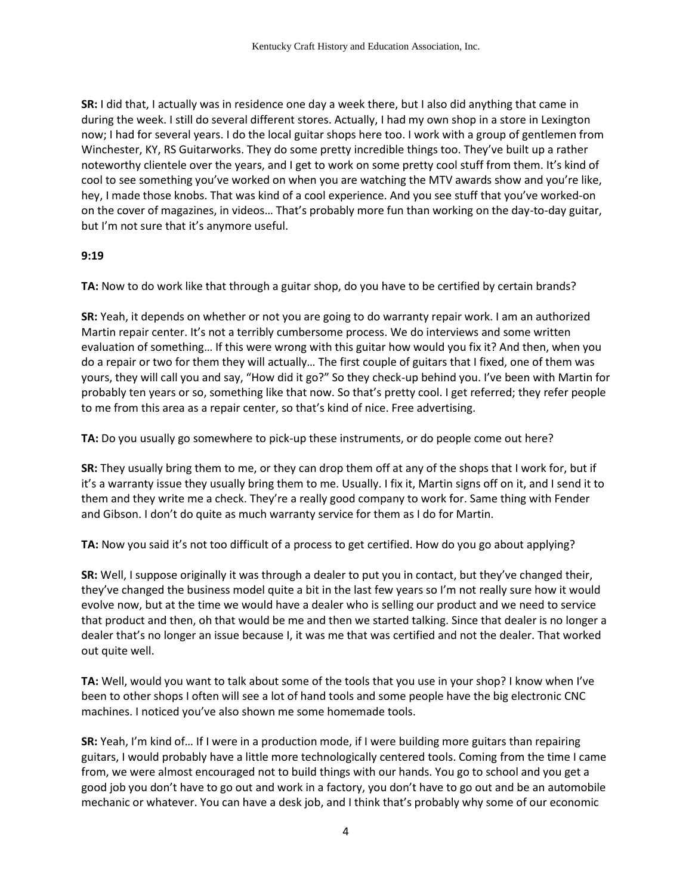**SR:** I did that, I actually was in residence one day a week there, but I also did anything that came in during the week. I still do several different stores. Actually, I had my own shop in a store in Lexington now; I had for several years. I do the local guitar shops here too. I work with a group of gentlemen from Winchester, KY, RS Guitarworks. They do some pretty incredible things too. They've built up a rather noteworthy clientele over the years, and I get to work on some pretty cool stuff from them. It's kind of cool to see something you've worked on when you are watching the MTV awards show and you're like, hey, I made those knobs. That was kind of a cool experience. And you see stuff that you've worked-on on the cover of magazines, in videos… That's probably more fun than working on the day-to-day guitar, but I'm not sure that it's anymore useful.

**9:19**

**TA:** Now to do work like that through a guitar shop, do you have to be certified by certain brands?

**SR:** Yeah, it depends on whether or not you are going to do warranty repair work. I am an authorized Martin repair center. It's not a terribly cumbersome process. We do interviews and some written evaluation of something… If this were wrong with this guitar how would you fix it? And then, when you do a repair or two for them they will actually… The first couple of guitars that I fixed, one of them was yours, they will call you and say, "How did it go?" So they check-up behind you. I've been with Martin for probably ten years or so, something like that now. So that's pretty cool. I get referred; they refer people to me from this area as a repair center, so that's kind of nice. Free advertising.

**TA:** Do you usually go somewhere to pick-up these instruments, or do people come out here?

**SR:** They usually bring them to me, or they can drop them off at any of the shops that I work for, but if it's a warranty issue they usually bring them to me. Usually. I fix it, Martin signs off on it, and I send it to them and they write me a check. They're a really good company to work for. Same thing with Fender and Gibson. I don't do quite as much warranty service for them as I do for Martin.

**TA:** Now you said it's not too difficult of a process to get certified. How do you go about applying?

**SR:** Well, I suppose originally it was through a dealer to put you in contact, but they've changed their, they've changed the business model quite a bit in the last few years so I'm not really sure how it would evolve now, but at the time we would have a dealer who is selling our product and we need to service that product and then, oh that would be me and then we started talking. Since that dealer is no longer a dealer that's no longer an issue because I, it was me that was certified and not the dealer. That worked out quite well.

**TA:** Well, would you want to talk about some of the tools that you use in your shop? I know when I've been to other shops I often will see a lot of hand tools and some people have the big electronic CNC machines. I noticed you've also shown me some homemade tools.

**SR:** Yeah, I'm kind of… If I were in a production mode, if I were building more guitars than repairing guitars, I would probably have a little more technologically centered tools. Coming from the time I came from, we were almost encouraged not to build things with our hands. You go to school and you get a good job you don't have to go out and work in a factory, you don't have to go out and be an automobile mechanic or whatever. You can have a desk job, and I think that's probably why some of our economic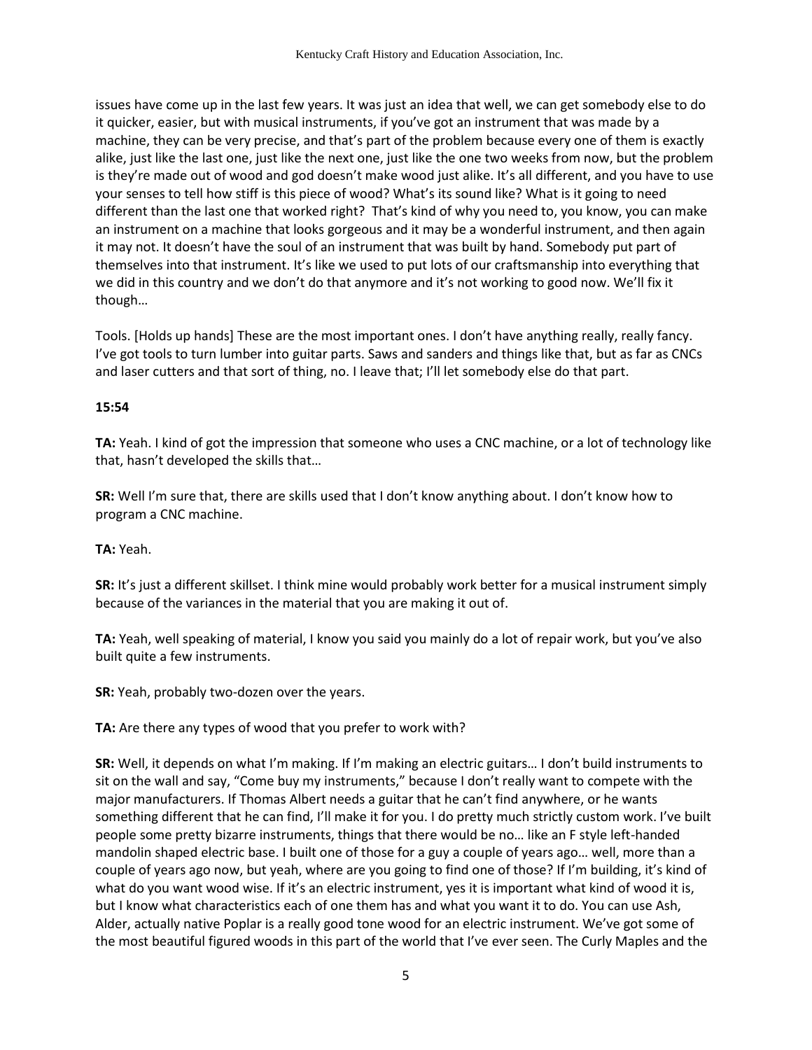issues have come up in the last few years. It was just an idea that well, we can get somebody else to do it quicker, easier, but with musical instruments, if you've got an instrument that was made by a machine, they can be very precise, and that's part of the problem because every one of them is exactly alike, just like the last one, just like the next one, just like the one two weeks from now, but the problem is they're made out of wood and god doesn't make wood just alike. It's all different, and you have to use your senses to tell how stiff is this piece of wood? What's its sound like? What is it going to need different than the last one that worked right? That's kind of why you need to, you know, you can make an instrument on a machine that looks gorgeous and it may be a wonderful instrument, and then again it may not. It doesn't have the soul of an instrument that was built by hand. Somebody put part of themselves into that instrument. It's like we used to put lots of our craftsmanship into everything that we did in this country and we don't do that anymore and it's not working to good now. We'll fix it though…

Tools. [Holds up hands] These are the most important ones. I don't have anything really, really fancy. I've got tools to turn lumber into guitar parts. Saws and sanders and things like that, but as far as CNCs and laser cutters and that sort of thing, no. I leave that; I'll let somebody else do that part.

**15:54**

**TA:** Yeah. I kind of got the impression that someone who uses a CNC machine, or a lot of technology like that, hasn't developed the skills that…

**SR:** Well I'm sure that, there are skills used that I don't know anything about. I don't know how to program a CNC machine.

**TA:** Yeah.

**SR:** It's just a different skillset. I think mine would probably work better for a musical instrument simply because of the variances in the material that you are making it out of.

**TA:** Yeah, well speaking of material, I know you said you mainly do a lot of repair work, but you've also built quite a few instruments.

**SR:** Yeah, probably two-dozen over the years.

**TA:** Are there any types of wood that you prefer to work with?

**SR:** Well, it depends on what I'm making. If I'm making an electric guitars… I don't build instruments to sit on the wall and say, "Come buy my instruments," because I don't really want to compete with the major manufacturers. If Thomas Albert needs a guitar that he can't find anywhere, or he wants something different that he can find, I'll make it for you. I do pretty much strictly custom work. I've built people some pretty bizarre instruments, things that there would be no… like an F style left-handed mandolin shaped electric base. I built one of those for a guy a couple of years ago… well, more than a couple of years ago now, but yeah, where are you going to find one of those? If I'm building, it's kind of what do you want wood wise. If it's an electric instrument, yes it is important what kind of wood it is, but I know what characteristics each of one them has and what you want it to do. You can use Ash, Alder, actually native Poplar is a really good tone wood for an electric instrument. We've got some of the most beautiful figured woods in this part of the world that I've ever seen. The Curly Maples and the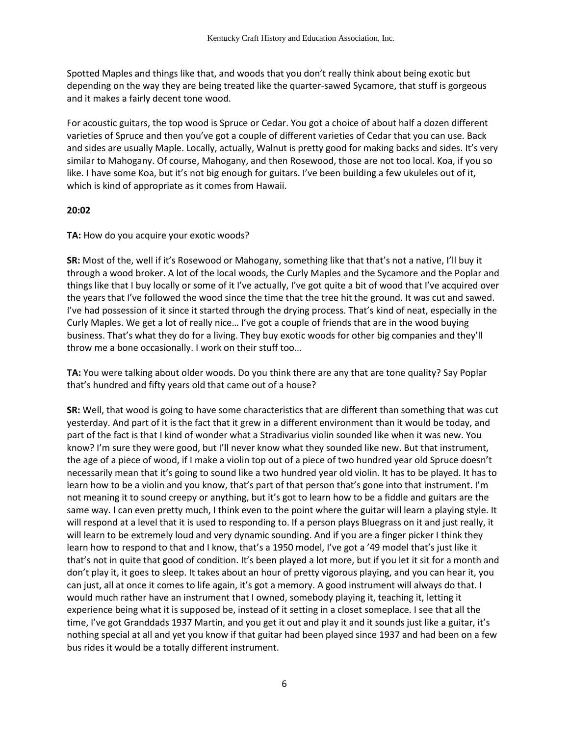Spotted Maples and things like that, and woods that you don't really think about being exotic but depending on the way they are being treated like the quarter-sawed Sycamore, that stuff is gorgeous and it makes a fairly decent tone wood.

For acoustic guitars, the top wood is Spruce or Cedar. You got a choice of about half a dozen different varieties of Spruce and then you've got a couple of different varieties of Cedar that you can use. Back and sides are usually Maple. Locally, actually, Walnut is pretty good for making backs and sides. It's very similar to Mahogany. Of course, Mahogany, and then Rosewood, those are not too local. Koa, if you so like. I have some Koa, but it's not big enough for guitars. I've been building a few ukuleles out of it, which is kind of appropriate as it comes from Hawaii.

**20:02**

**TA:** How do you acquire your exotic woods?

**SR:** Most of the, well if it's Rosewood or Mahogany, something like that that's not a native, I'll buy it through a wood broker. A lot of the local woods, the Curly Maples and the Sycamore and the Poplar and things like that I buy locally or some of it I've actually, I've got quite a bit of wood that I've acquired over the years that I've followed the wood since the time that the tree hit the ground. It was cut and sawed. I've had possession of it since it started through the drying process. That's kind of neat, especially in the Curly Maples. We get a lot of really nice… I've got a couple of friends that are in the wood buying business. That's what they do for a living. They buy exotic woods for other big companies and they'll throw me a bone occasionally. I work on their stuff too…

**TA:** You were talking about older woods. Do you think there are any that are tone quality? Say Poplar that's hundred and fifty years old that came out of a house?

**SR:** Well, that wood is going to have some characteristics that are different than something that was cut yesterday. And part of it is the fact that it grew in a different environment than it would be today, and part of the fact is that I kind of wonder what a Stradivarius violin sounded like when it was new. You know? I'm sure they were good, but I'll never know what they sounded like new. But that instrument, the age of a piece of wood, if I make a violin top out of a piece of two hundred year old Spruce doesn't necessarily mean that it's going to sound like a two hundred year old violin. It has to be played. It has to learn how to be a violin and you know, that's part of that person that's gone into that instrument. I'm not meaning it to sound creepy or anything, but it's got to learn how to be a fiddle and guitars are the same way. I can even pretty much, I think even to the point where the guitar will learn a playing style. It will respond at a level that it is used to responding to. If a person plays Bluegrass on it and just really, it will learn to be extremely loud and very dynamic sounding. And if you are a finger picker I think they learn how to respond to that and I know, that's a 1950 model, I've got a '49 model that's just like it that's not in quite that good of condition. It's been played a lot more, but if you let it sit for a month and don't play it, it goes to sleep. It takes about an hour of pretty vigorous playing, and you can hear it, you can just, all at once it comes to life again, it's got a memory. A good instrument will always do that. I would much rather have an instrument that I owned, somebody playing it, teaching it, letting it experience being what it is supposed be, instead of it setting in a closet someplace. I see that all the time, I've got Granddads 1937 Martin, and you get it out and play it and it sounds just like a guitar, it's nothing special at all and yet you know if that guitar had been played since 1937 and had been on a few bus rides it would be a totally different instrument.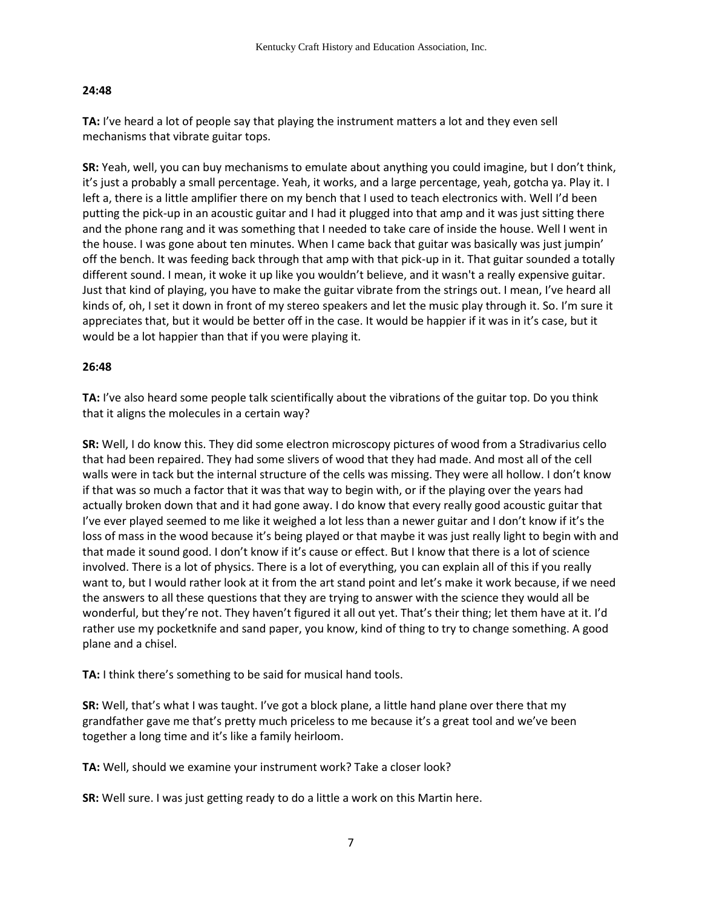**24:48**

**TA:** I've heard a lot of people say that playing the instrument matters a lot and they even sell mechanisms that vibrate guitar tops.

**SR:** Yeah, well, you can buy mechanisms to emulate about anything you could imagine, but I don't think, it's just a probably a small percentage. Yeah, it works, and a large percentage, yeah, gotcha ya. Play it. I left a, there is a little amplifier there on my bench that I used to teach electronics with. Well I'd been putting the pick-up in an acoustic guitar and I had it plugged into that amp and it was just sitting there and the phone rang and it was something that I needed to take care of inside the house. Well I went in the house. I was gone about ten minutes. When I came back that guitar was basically was just jumpin' off the bench. It was feeding back through that amp with that pick-up in it. That guitar sounded a totally different sound. I mean, it woke it up like you wouldn't believe, and it wasn't a really expensive guitar. Just that kind of playing, you have to make the guitar vibrate from the strings out. I mean, I've heard all kinds of, oh, I set it down in front of my stereo speakers and let the music play through it. So. I'm sure it appreciates that, but it would be better off in the case. It would be happier if it was in it's case, but it would be a lot happier than that if you were playing it.

**26:48**

**TA:** I've also heard some people talk scientifically about the vibrations of the guitar top. Do you think that it aligns the molecules in a certain way?

**SR:** Well, I do know this. They did some electron microscopy pictures of wood from a Stradivarius cello that had been repaired. They had some slivers of wood that they had made. And most all of the cell walls were in tack but the internal structure of the cells was missing. They were all hollow. I don't know if that was so much a factor that it was that way to begin with, or if the playing over the years had actually broken down that and it had gone away. I do know that every really good acoustic guitar that I've ever played seemed to me like it weighed a lot less than a newer guitar and I don't know if it's the loss of mass in the wood because it's being played or that maybe it was just really light to begin with and that made it sound good. I don't know if it's cause or effect. But I know that there is a lot of science involved. There is a lot of physics. There is a lot of everything, you can explain all of this if you really want to, but I would rather look at it from the art stand point and let's make it work because, if we need the answers to all these questions that they are trying to answer with the science they would all be wonderful, but they're not. They haven't figured it all out yet. That's their thing; let them have at it. I'd rather use my pocketknife and sand paper, you know, kind of thing to try to change something. A good plane and a chisel.

**TA:** I think there's something to be said for musical hand tools.

**SR:** Well, that's what I was taught. I've got a block plane, a little hand plane over there that my grandfather gave me that's pretty much priceless to me because it's a great tool and we've been together a long time and it's like a family heirloom.

**TA:** Well, should we examine your instrument work? Take a closer look?

**SR:** Well sure. I was just getting ready to do a little a work on this Martin here.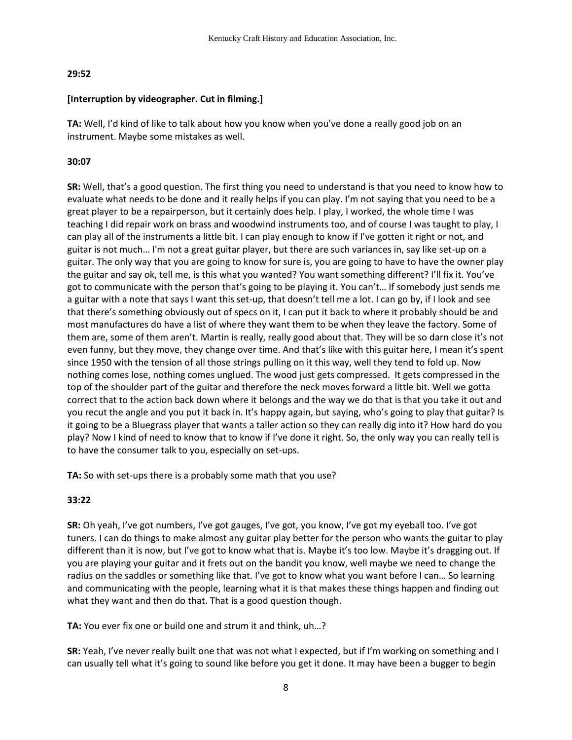**29:52**

**[Interruption by videographer. Cut in filming.]**

**TA:** Well, I'd kind of like to talk about how you know when you've done a really good job on an instrument. Maybe some mistakes as well.

**30:07**

**SR:** Well, that's a good question. The first thing you need to understand is that you need to know how to evaluate what needs to be done and it really helps if you can play. I'm not saying that you need to be a great player to be a repairperson, but it certainly does help. I play, I worked, the whole time I was teaching I did repair work on brass and woodwind instruments too, and of course I was taught to play, I can play all of the instruments a little bit. I can play enough to know if I've gotten it right or not, and guitar is not much… I'm not a great guitar player, but there are such variances in, say like set-up on a guitar. The only way that you are going to know for sure is, you are going to have to have the owner play the guitar and say ok, tell me, is this what you wanted? You want something different? I'll fix it. You've got to communicate with the person that's going to be playing it. You can't… If somebody just sends me a guitar with a note that says I want this set-up, that doesn't tell me a lot. I can go by, if I look and see that there's something obviously out of specs on it, I can put it back to where it probably should be and most manufactures do have a list of where they want them to be when they leave the factory. Some of them are, some of them aren't. Martin is really, really good about that. They will be so darn close it's not even funny, but they move, they change over time. And that's like with this guitar here, I mean it's spent since 1950 with the tension of all those strings pulling on it this way, well they tend to fold up. Now nothing comes lose, nothing comes unglued. The wood just gets compressed. It gets compressed in the top of the shoulder part of the guitar and therefore the neck moves forward a little bit. Well we gotta correct that to the action back down where it belongs and the way we do that is that you take it out and you recut the angle and you put it back in. It's happy again, but saying, who's going to play that guitar? Is it going to be a Bluegrass player that wants a taller action so they can really dig into it? How hard do you play? Now I kind of need to know that to know if I've done it right. So, the only way you can really tell is to have the consumer talk to you, especially on set-ups.

**TA:** So with set-ups there is a probably some math that you use?

**33:22**

**SR:** Oh yeah, I've got numbers, I've got gauges, I've got, you know, I've got my eyeball too. I've got tuners. I can do things to make almost any guitar play better for the person who wants the guitar to play different than it is now, but I've got to know what that is. Maybe it's too low. Maybe it's dragging out. If you are playing your guitar and it frets out on the bandit you know, well maybe we need to change the radius on the saddles or something like that. I've got to know what you want before I can… So learning and communicating with the people, learning what it is that makes these things happen and finding out what they want and then do that. That is a good question though.

**TA:** You ever fix one or build one and strum it and think, uh…?

**SR:** Yeah, I've never really built one that was not what I expected, but if I'm working on something and I can usually tell what it's going to sound like before you get it done. It may have been a bugger to begin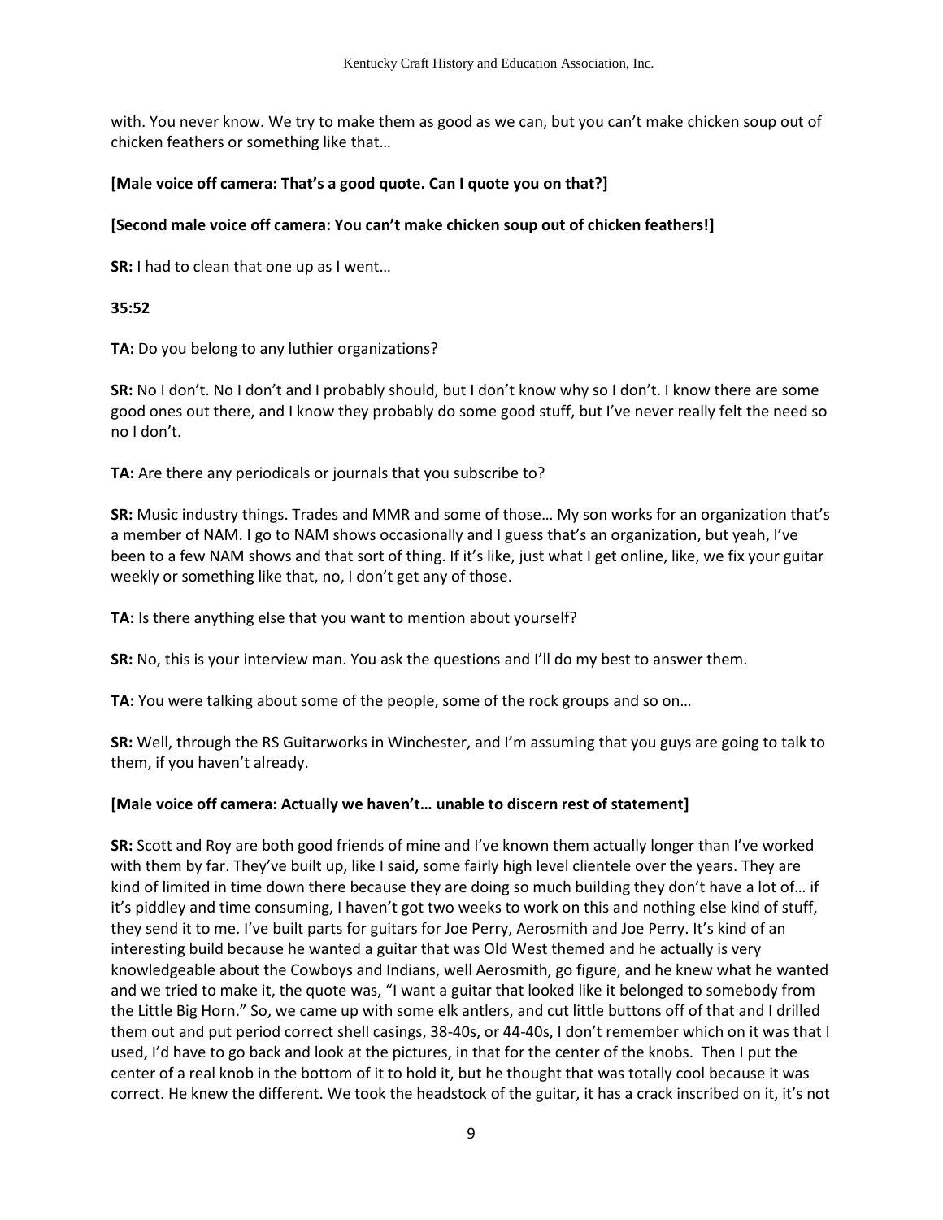with. You never know. We try to make them as good as we can, but you can't make chicken soup out of chicken feathers or something like that…

**[Male voice off camera: That's a good quote. Can I quote you on that?]**

**[Second male voice off camera: You can't make chicken soup out of chicken feathers!]**

**SR:** I had to clean that one up as I went…

**35:52**

**TA:** Do you belong to any luthier organizations?

**SR:** No I don't. No I don't and I probably should, but I don't know why so I don't. I know there are some good ones out there, and I know they probably do some good stuff, but I've never really felt the need so no I don't.

**TA:** Are there any periodicals or journals that you subscribe to?

**SR:** Music industry things. Trades and MMR and some of those… My son works for an organization that's a member of NAM. I go to NAM shows occasionally and I guess that's an organization, but yeah, I've been to a few NAM shows and that sort of thing. If it's like, just what I get online, like, we fix your guitar weekly or something like that, no, I don't get any of those.

**TA:** Is there anything else that you want to mention about yourself?

**SR:** No, this is your interview man. You ask the questions and I'll do my best to answer them.

**TA:** You were talking about some of the people, some of the rock groups and so on…

**SR:** Well, through the RS Guitarworks in Winchester, and I'm assuming that you guys are going to talk to them, if you haven't already.

**[Male voice off camera: Actually we haven't… unable to discern rest of statement]**

**SR:** Scott and Roy are both good friends of mine and I've known them actually longer than I've worked with them by far. They've built up, like I said, some fairly high level clientele over the years. They are kind of limited in time down there because they are doing so much building they don't have a lot of… if it's piddley and time consuming, I haven't got two weeks to work on this and nothing else kind of stuff, they send it to me. I've built parts for guitars for Joe Perry, Aerosmith and Joe Perry. It's kind of an interesting build because he wanted a guitar that was Old West themed and he actually is very knowledgeable about the Cowboys and Indians, well Aerosmith, go figure, and he knew what he wanted and we tried to make it, the quote was, "I want a guitar that looked like it belonged to somebody from the Little Big Horn." So, we came up with some elk antlers, and cut little buttons off of that and I drilled them out and put period correct shell casings, 38-40s, or 44-40s, I don't remember which on it was that I used, I'd have to go back and look at the pictures, in that for the center of the knobs. Then I put the center of a real knob in the bottom of it to hold it, but he thought that was totally cool because it was correct. He knew the different. We took the headstock of the guitar, it has a crack inscribed on it, it's not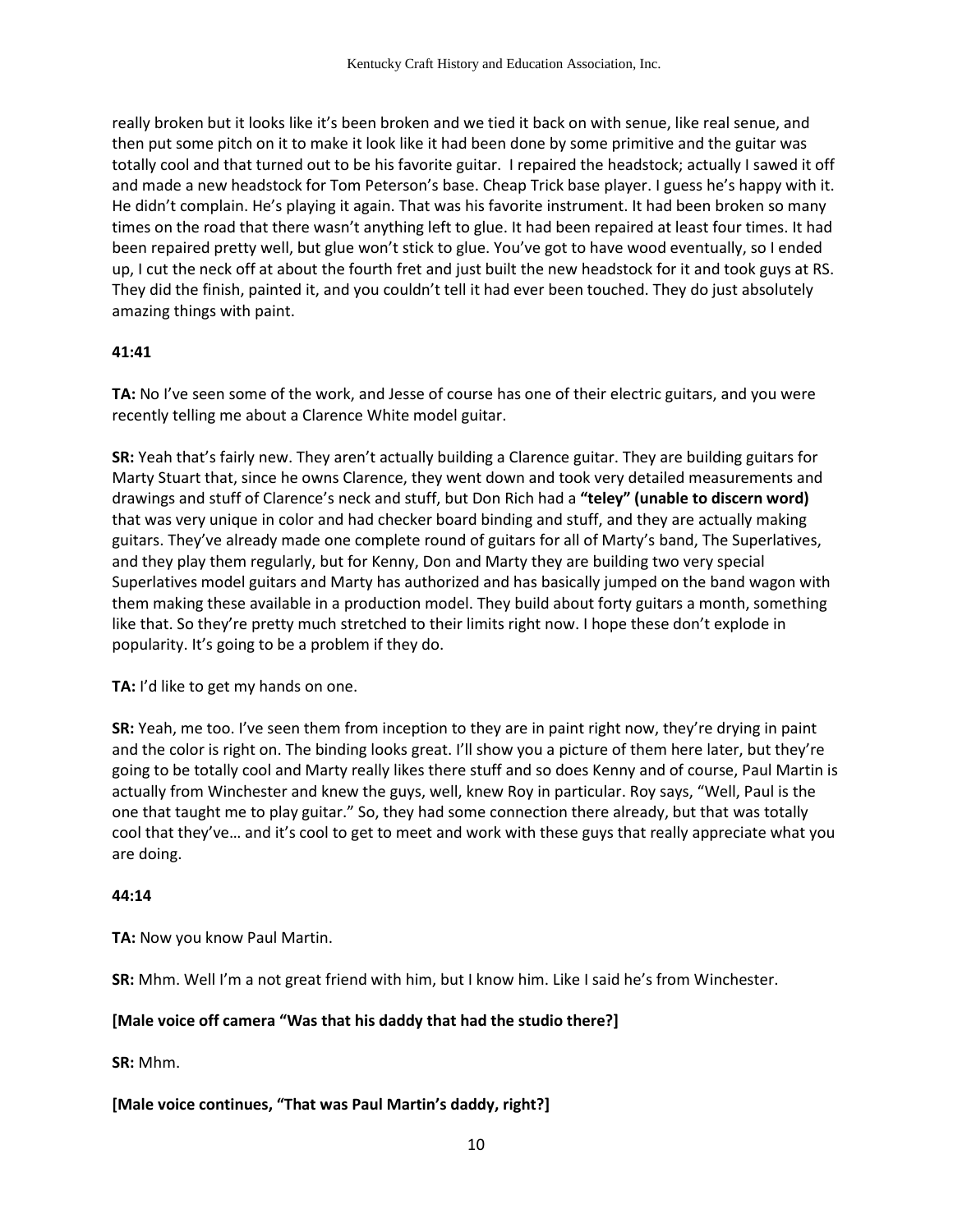really broken but it looks like it's been broken and we tied it back on with senue, like real senue, and then put some pitch on it to make it look like it had been done by some primitive and the guitar was totally cool and that turned out to be his favorite guitar.  I repaired the headstock; actually I sawed it off and made a new headstock for Tom Peterson's base. Cheap Trick base player. I guess he's happy with it. He didn't complain. He's playing it again. That was his favorite instrument. It had been broken so many times on the road that there wasn't anything left to glue. It had been repaired at least four times. It had been repaired pretty well, but glue won't stick to glue. You've got to have wood eventually, so I ended up, I cut the neck off at about the fourth fret and just built the new headstock for it and took guys at RS. They did the finish, painted it, and you couldn't tell it had ever been touched. They do just absolutely amazing things with paint.

**41:41**

**TA:** No I've seen some of the work, and Jesse of course has one of their electric guitars, and you were recently telling me about a Clarence White model guitar.

**SR:** Yeah that's fairly new. They aren't actually building a Clarence guitar. They are building guitars for Marty Stuart that, since he owns Clarence, they went down and took very detailed measurements and drawings and stuff of Clarence's neck and stuff, but Don Rich had a **"teley" (unable to discern word)** that was very unique in color and had checker board binding and stuff, and they are actually making guitars. They've already made one complete round of guitars for all of Marty's band, The Superlatives, and they play them regularly, but for Kenny, Don and Marty they are building two very special Superlatives model guitars and Marty has authorized and has basically jumped on the band wagon with them making these available in a production model. They build about forty guitars a month, something like that. So they're pretty much stretched to their limits right now. I hope these don't explode in popularity. It's going to be a problem if they do.

**TA:** I'd like to get my hands on one.

**SR:** Yeah, me too. I've seen them from inception to they are in paint right now, they're drying in paint and the color is right on. The binding looks great. I'll show you a picture of them here later, but they're going to be totally cool and Marty really likes there stuff and so does Kenny and of course, Paul Martin is actually from Winchester and knew the guys, well, knew Roy in particular. Roy says, "Well, Paul is the one that taught me to play guitar." So, they had some connection there already, but that was totally cool that they've… and it's cool to get to meet and work with these guys that really appreciate what you are doing.

**44:14**

**TA:** Now you know Paul Martin.

**SR:** Mhm. Well I'm a not great friend with him, but I know him. Like I said he's from Winchester.

**[Male voice off camera "Was that his daddy that had the studio there?]**

**SR:** Mhm.

**[Male voice continues, "That was Paul Martin's daddy, right?]**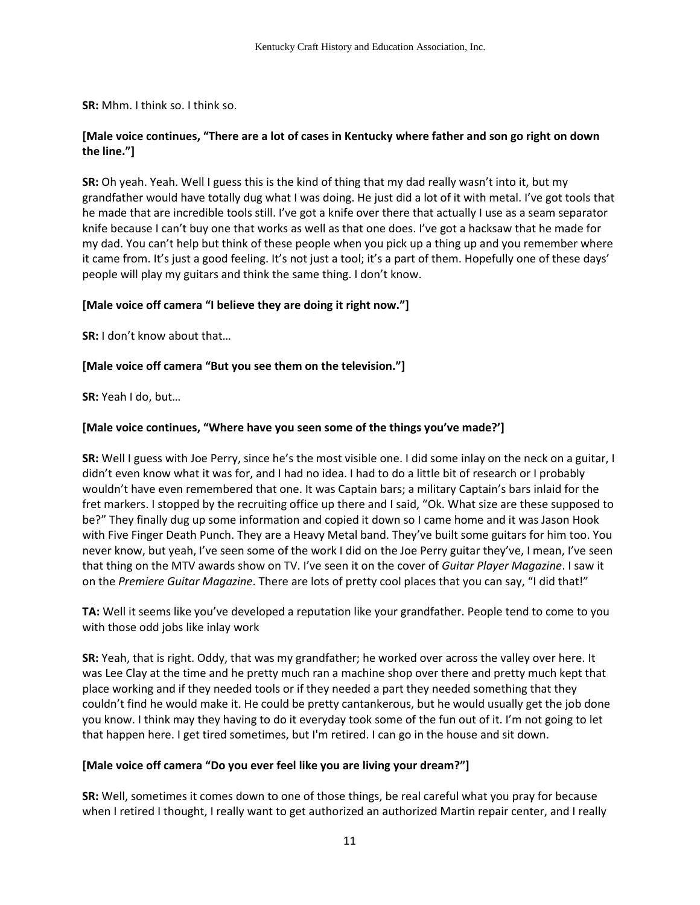**SR:** Mhm. I think so. I think so.

**[Male voice continues, "There are a lot of cases in Kentucky where father and son go right on down the line."]**

**SR:** Oh yeah. Yeah. Well I guess this is the kind of thing that my dad really wasn't into it, but my grandfather would have totally dug what I was doing. He just did a lot of it with metal. I've got tools that he made that are incredible tools still. I've got a knife over there that actually I use as a seam separator knife because I can't buy one that works as well as that one does. I've got a hacksaw that he made for my dad. You can't help but think of these people when you pick up a thing up and you remember where it came from. It's just a good feeling. It's not just a tool; it's a part of them. Hopefully one of these days' people will play my guitars and think the same thing. I don't know.

**[Male voice off camera "I believe they are doing it right now."]**

**SR:** I don't know about that…

**[Male voice off camera "But you see them on the television."]**

**SR:** Yeah I do, but…

**[Male voice continues, "Where have you seen some of the things you've made?']**

**SR:** Well I guess with Joe Perry, since he's the most visible one. I did some inlay on the neck on a guitar, I didn't even know what it was for, and I had no idea. I had to do a little bit of research or I probably wouldn't have even remembered that one. It was Captain bars; a military Captain's bars inlaid for the fret markers. I stopped by the recruiting office up there and I said, "Ok. What size are these supposed to be?" They finally dug up some information and copied it down so I came home and it was Jason Hook with Five Finger Death Punch. They are a Heavy Metal band. They've built some guitars for him too. You never know, but yeah, I've seen some of the work I did on the Joe Perry guitar they've, I mean, I've seen that thing on the MTV awards show on TV. I've seen it on the cover of *Guitar Player Magazine*. I saw it on the *Premiere Guitar Magazine*. There are lots of pretty cool places that you can say, "I did that!"

**TA:** Well it seems like you've developed a reputation like your grandfather. People tend to come to you with those odd jobs like inlay work

**SR:** Yeah, that is right. Oddy, that was my grandfather; he worked over across the valley over here. It was Lee Clay at the time and he pretty much ran a machine shop over there and pretty much kept that place working and if they needed tools or if they needed a part they needed something that they couldn't find he would make it. He could be pretty cantankerous, but he would usually get the job done you know. I think may they having to do it everyday took some of the fun out of it. I'm not going to let that happen here. I get tired sometimes, but I'm retired. I can go in the house and sit down.

**[Male voice off camera "Do you ever feel like you are living your dream?"]**

**SR:** Well, sometimes it comes down to one of those things, be real careful what you pray for because when I retired I thought, I really want to get authorized an authorized Martin repair center, and I really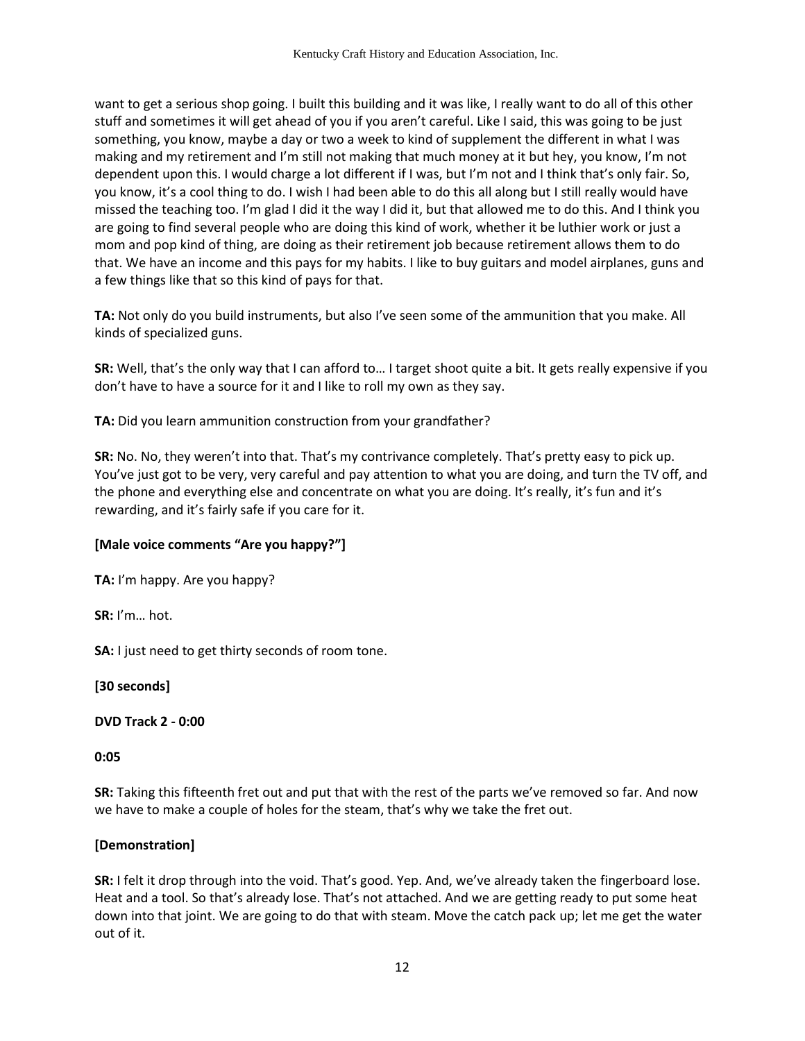want to get a serious shop going. I built this building and it was like, I really want to do all of this other stuff and sometimes it will get ahead of you if you aren't careful. Like I said, this was going to be just something, you know, maybe a day or two a week to kind of supplement the different in what I was making and my retirement and I'm still not making that much money at it but hey, you know, I'm not dependent upon this. I would charge a lot different if I was, but I'm not and I think that's only fair. So, you know, it's a cool thing to do. I wish I had been able to do this all along but I still really would have missed the teaching too. I'm glad I did it the way I did it, but that allowed me to do this. And I think you are going to find several people who are doing this kind of work, whether it be luthier work or just a mom and pop kind of thing, are doing as their retirement job because retirement allows them to do that. We have an income and this pays for my habits. I like to buy guitars and model airplanes, guns and a few things like that so this kind of pays for that.

**TA:** Not only do you build instruments, but also I've seen some of the ammunition that you make. All kinds of specialized guns.

**SR:** Well, that's the only way that I can afford to… I target shoot quite a bit. It gets really expensive if you don't have to have a source for it and I like to roll my own as they say.

**TA:** Did you learn ammunition construction from your grandfather?

**SR:** No. No, they weren't into that. That's my contrivance completely. That's pretty easy to pick up. You've just got to be very, very careful and pay attention to what you are doing, and turn the TV off, and the phone and everything else and concentrate on what you are doing. It's really, it's fun and it's rewarding, and it's fairly safe if you care for it.

**[Male voice comments "Are you happy?"]**

**TA:** I'm happy. Are you happy?

**SR:** I'm… hot.

**SA:** I just need to get thirty seconds of room tone.

**[30 seconds]**

**DVD Track 2 - 0:00**

**0:05**

**SR:** Taking this fifteenth fret out and put that with the rest of the parts we've removed so far. And now we have to make a couple of holes for the steam, that's why we take the fret out.

**[Demonstration]**

**SR:** I felt it drop through into the void. That's good. Yep. And, we've already taken the fingerboard lose. Heat and a tool. So that's already lose. That's not attached. And we are getting ready to put some heat down into that joint. We are going to do that with steam. Move the catch pack up; let me get the water out of it.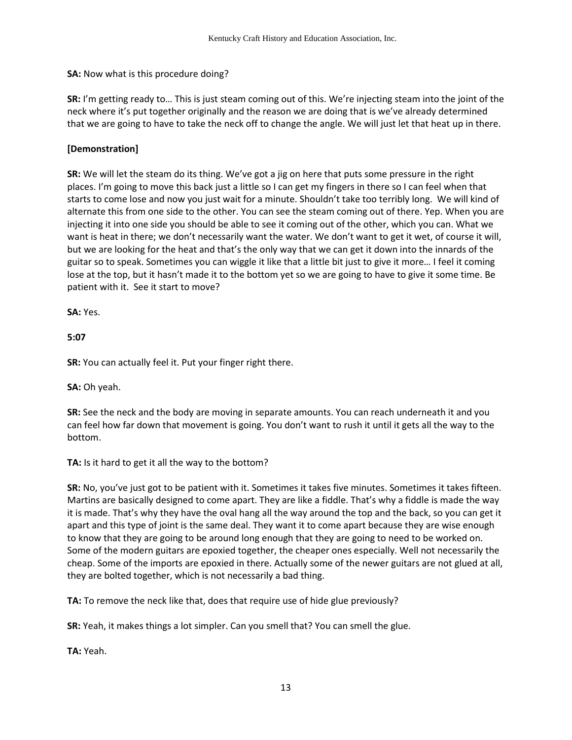**SA:** Now what is this procedure doing?

**SR:** I'm getting ready to… This is just steam coming out of this. We're injecting steam into the joint of the neck where it's put together originally and the reason we are doing that is we've already determined that we are going to have to take the neck off to change the angle. We will just let that heat up in there.

**[Demonstration]**

**SR:** We will let the steam do its thing. We've got a jig on here that puts some pressure in the right places. I'm going to move this back just a little so I can get my fingers in there so I can feel when that starts to come lose and now you just wait for a minute. Shouldn't take too terribly long. We will kind of alternate this from one side to the other. You can see the steam coming out of there. Yep. When you are injecting it into one side you should be able to see it coming out of the other, which you can. What we want is heat in there; we don't necessarily want the water. We don't want to get it wet, of course it will, but we are looking for the heat and that's the only way that we can get it down into the innards of the guitar so to speak. Sometimes you can wiggle it like that a little bit just to give it more… I feel it coming lose at the top, but it hasn't made it to the bottom yet so we are going to have to give it some time. Be patient with it. See it start to move?

**SA:** Yes.

**5:07**

**SR:** You can actually feel it. Put your finger right there.

**SA:** Oh yeah.

**SR:** See the neck and the body are moving in separate amounts. You can reach underneath it and you can feel how far down that movement is going. You don't want to rush it until it gets all the way to the bottom.

**TA:** Is it hard to get it all the way to the bottom?

**SR:** No, you've just got to be patient with it. Sometimes it takes five minutes. Sometimes it takes fifteen. Martins are basically designed to come apart. They are like a fiddle. That's why a fiddle is made the way it is made. That's why they have the oval hang all the way around the top and the back, so you can get it apart and this type of joint is the same deal. They want it to come apart because they are wise enough to know that they are going to be around long enough that they are going to need to be worked on. Some of the modern guitars are epoxied together, the cheaper ones especially. Well not necessarily the cheap. Some of the imports are epoxied in there. Actually some of the newer guitars are not glued at all, they are bolted together, which is not necessarily a bad thing.

**TA:** To remove the neck like that, does that require use of hide glue previously?

**SR:** Yeah, it makes things a lot simpler. Can you smell that? You can smell the glue.

**TA:** Yeah.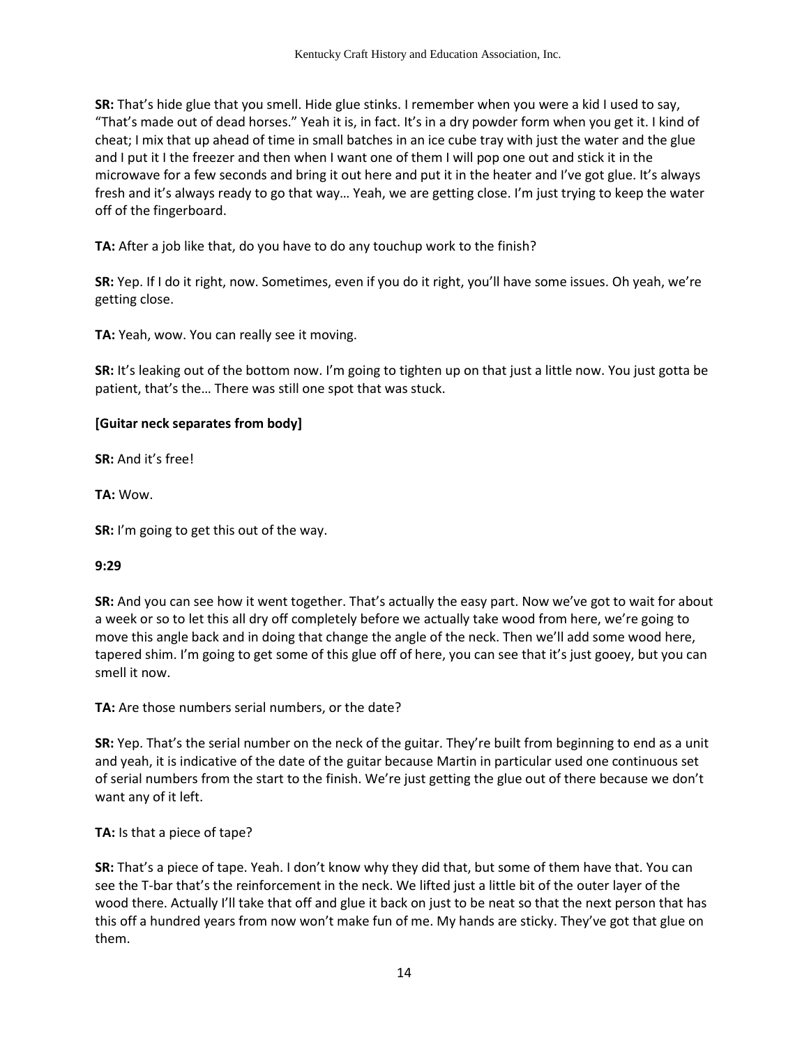**SR:** That's hide glue that you smell. Hide glue stinks. I remember when you were a kid I used to say, "That's made out of dead horses." Yeah it is, in fact. It's in a dry powder form when you get it. I kind of cheat; I mix that up ahead of time in small batches in an ice cube tray with just the water and the glue and I put it I the freezer and then when I want one of them I will pop one out and stick it in the microwave for a few seconds and bring it out here and put it in the heater and I've got glue. It's always fresh and it's always ready to go that way… Yeah, we are getting close. I'm just trying to keep the water off of the fingerboard.

**TA:** After a job like that, do you have to do any touchup work to the finish?

**SR:** Yep. If I do it right, now. Sometimes, even if you do it right, you'll have some issues. Oh yeah, we're getting close.

**TA:** Yeah, wow. You can really see it moving.

**SR:** It's leaking out of the bottom now. I'm going to tighten up on that just a little now. You just gotta be patient, that's the… There was still one spot that was stuck.

**[Guitar neck separates from body]**

**SR:** And it's free!

**TA:** Wow.

**SR:** I'm going to get this out of the way.

**9:29**

**SR:** And you can see how it went together. That's actually the easy part. Now we've got to wait for about a week or so to let this all dry off completely before we actually take wood from here, we're going to move this angle back and in doing that change the angle of the neck. Then we'll add some wood here, tapered shim. I'm going to get some of this glue off of here, you can see that it's just gooey, but you can smell it now.

**TA:** Are those numbers serial numbers, or the date?

**SR:** Yep. That's the serial number on the neck of the guitar. They're built from beginning to end as a unit and yeah, it is indicative of the date of the guitar because Martin in particular used one continuous set of serial numbers from the start to the finish. We're just getting the glue out of there because we don't want any of it left.

**TA:** Is that a piece of tape?

**SR:** That's a piece of tape. Yeah. I don't know why they did that, but some of them have that. You can see the T-bar that's the reinforcement in the neck. We lifted just a little bit of the outer layer of the wood there. Actually I'll take that off and glue it back on just to be neat so that the next person that has this off a hundred years from now won't make fun of me. My hands are sticky. They've got that glue on them.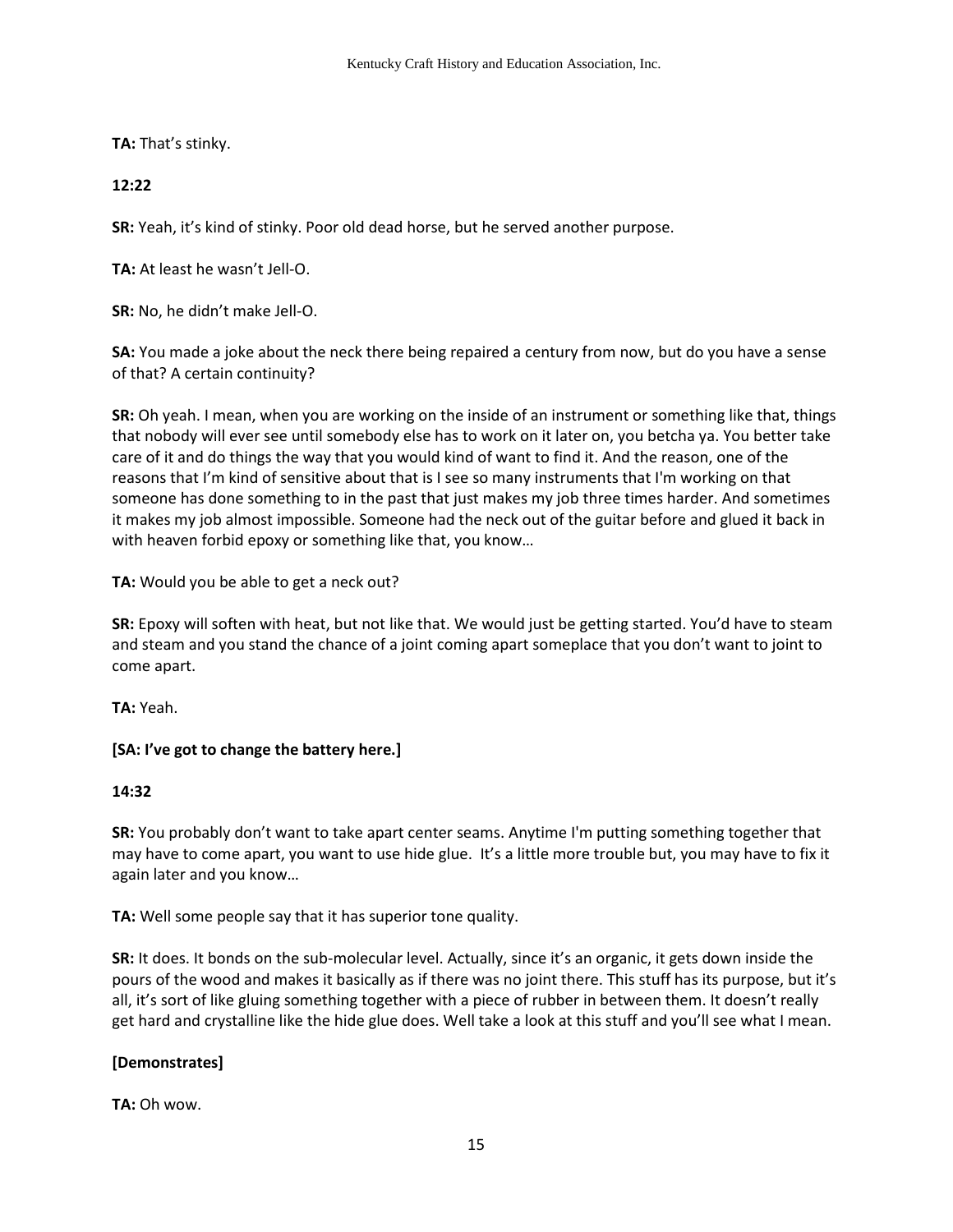**TA:** That's stinky.

**12:22**

**SR:** Yeah, it's kind of stinky. Poor old dead horse, but he served another purpose.

**TA:** At least he wasn't Jell-O.

**SR:** No, he didn't make Jell-O.

**SA:** You made a joke about the neck there being repaired a century from now, but do you have a sense of that? A certain continuity?

**SR:** Oh yeah. I mean, when you are working on the inside of an instrument or something like that, things that nobody will ever see until somebody else has to work on it later on, you betcha ya. You better take care of it and do things the way that you would kind of want to find it. And the reason, one of the reasons that I'm kind of sensitive about that is I see so many instruments that I'm working on that someone has done something to in the past that just makes my job three times harder. And sometimes it makes my job almost impossible. Someone had the neck out of the guitar before and glued it back in with heaven forbid epoxy or something like that, you know…

**TA:** Would you be able to get a neck out?

**SR:** Epoxy will soften with heat, but not like that. We would just be getting started. You'd have to steam and steam and you stand the chance of a joint coming apart someplace that you don't want to joint to come apart.

**TA:** Yeah.

**[SA: I've got to change the battery here.]**

**14:32**

**SR:** You probably don't want to take apart center seams. Anytime I'm putting something together that may have to come apart, you want to use hide glue. It's a little more trouble but, you may have to fix it again later and you know…

**TA:** Well some people say that it has superior tone quality.

**SR:** It does. It bonds on the sub-molecular level. Actually, since it's an organic, it gets down inside the pours of the wood and makes it basically as if there was no joint there. This stuff has its purpose, but it's all, it's sort of like gluing something together with a piece of rubber in between them. It doesn't really get hard and crystalline like the hide glue does. Well take a look at this stuff and you'll see what I mean.

**[Demonstrates]**

**TA:** Oh wow.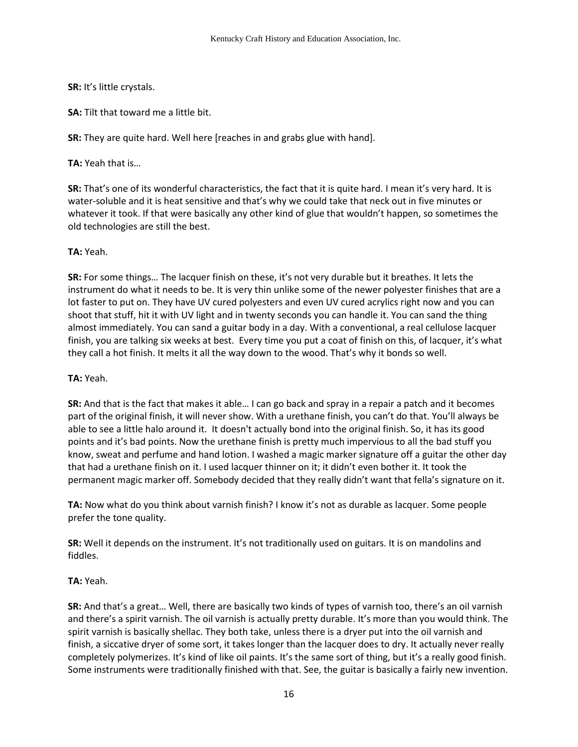**SR:** It's little crystals.

**SA:** Tilt that toward me a little bit.

**SR:** They are quite hard. Well here [reaches in and grabs glue with hand].

**TA:** Yeah that is…

**SR:** That's one of its wonderful characteristics, the fact that it is quite hard. I mean it's very hard. It is water-soluble and it is heat sensitive and that's why we could take that neck out in five minutes or whatever it took. If that were basically any other kind of glue that wouldn't happen, so sometimes the old technologies are still the best.

**TA:** Yeah.

**SR:** For some things… The lacquer finish on these, it's not very durable but it breathes. It lets the instrument do what it needs to be. It is very thin unlike some of the newer polyester finishes that are a lot faster to put on. They have UV cured polyesters and even UV cured acrylics right now and you can shoot that stuff, hit it with UV light and in twenty seconds you can handle it. You can sand the thing almost immediately. You can sand a guitar body in a day. With a conventional, a real cellulose lacquer finish, you are talking six weeks at best. Every time you put a coat of finish on this, of lacquer, it's what they call a hot finish. It melts it all the way down to the wood. That's why it bonds so well.

**TA:** Yeah.

**SR:** And that is the fact that makes it able… I can go back and spray in a repair a patch and it becomes part of the original finish, it will never show. With a urethane finish, you can't do that. You'll always be able to see a little halo around it. It doesn't actually bond into the original finish. So, it has its good points and it's bad points. Now the urethane finish is pretty much impervious to all the bad stuff you know, sweat and perfume and hand lotion. I washed a magic marker signature off a guitar the other day that had a urethane finish on it. I used lacquer thinner on it; it didn't even bother it. It took the permanent magic marker off. Somebody decided that they really didn't want that fella's signature on it.

**TA:** Now what do you think about varnish finish? I know it's not as durable as lacquer. Some people prefer the tone quality.

**SR:** Well it depends on the instrument. It's not traditionally used on guitars. It is on mandolins and fiddles.

**TA:** Yeah.

**SR:** And that's a great… Well, there are basically two kinds of types of varnish too, there's an oil varnish and there's a spirit varnish. The oil varnish is actually pretty durable. It's more than you would think. The spirit varnish is basically shellac. They both take, unless there is a dryer put into the oil varnish and finish, a siccative dryer of some sort, it takes longer than the lacquer does to dry. It actually never really completely polymerizes. It's kind of like oil paints. It's the same sort of thing, but it's a really good finish. Some instruments were traditionally finished with that. See, the guitar is basically a fairly new invention.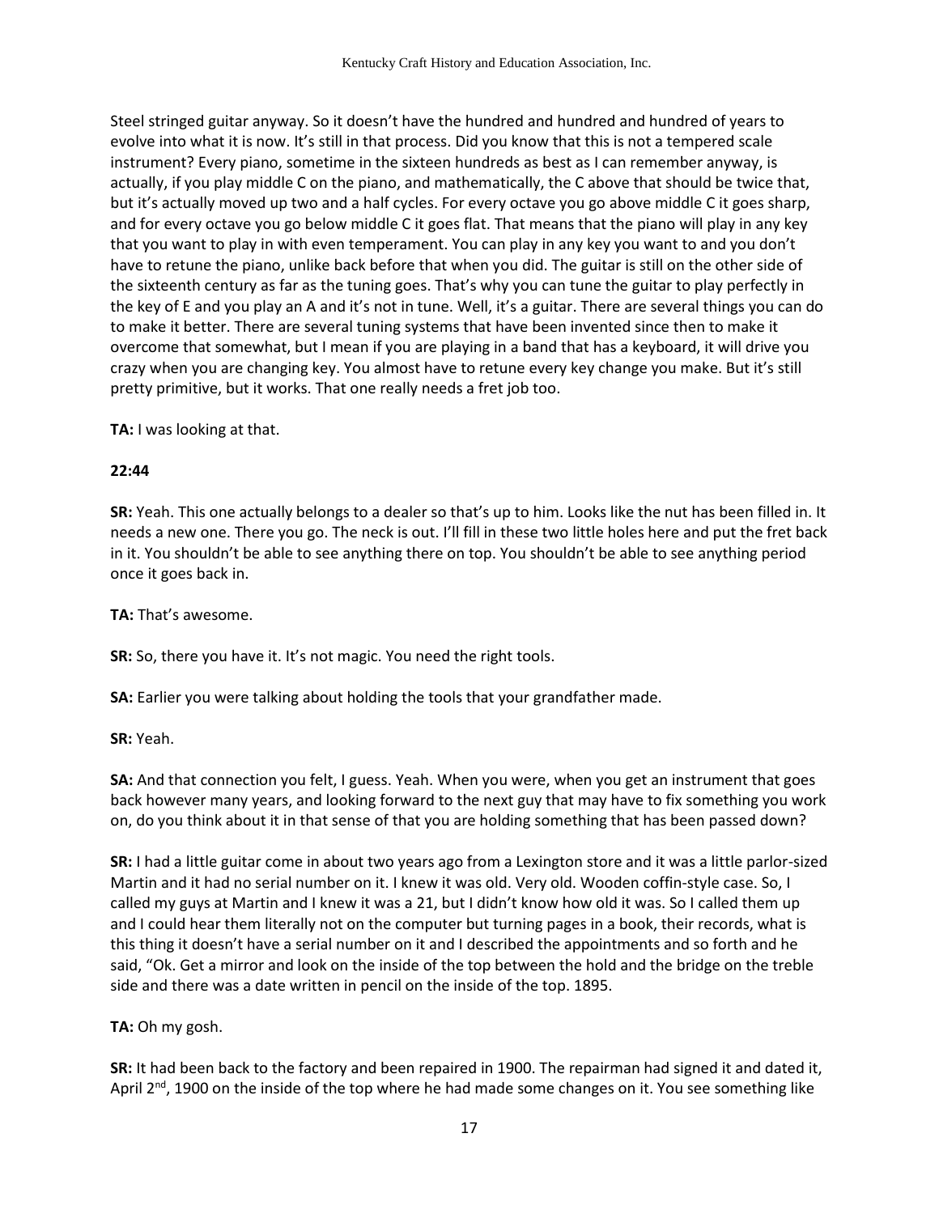Steel stringed guitar anyway. So it doesn't have the hundred and hundred and hundred of years to evolve into what it is now. It's still in that process. Did you know that this is not a tempered scale instrument? Every piano, sometime in the sixteen hundreds as best as I can remember anyway, is actually, if you play middle C on the piano, and mathematically, the C above that should be twice that, but it's actually moved up two and a half cycles. For every octave you go above middle C it goes sharp, and for every octave you go below middle C it goes flat. That means that the piano will play in any key that you want to play in with even temperament. You can play in any key you want to and you don't have to retune the piano, unlike back before that when you did. The guitar is still on the other side of the sixteenth century as far as the tuning goes. That's why you can tune the guitar to play perfectly in the key of E and you play an A and it's not in tune. Well, it's a guitar. There are several things you can do to make it better. There are several tuning systems that have been invented since then to make it overcome that somewhat, but I mean if you are playing in a band that has a keyboard, it will drive you crazy when you are changing key. You almost have to retune every key change you make. But it's still pretty primitive, but it works. That one really needs a fret job too.

**TA:** I was looking at that.

**22:44**

**SR:** Yeah. This one actually belongs to a dealer so that's up to him. Looks like the nut has been filled in. It needs a new one. There you go. The neck is out. I'll fill in these two little holes here and put the fret back in it. You shouldn't be able to see anything there on top. You shouldn't be able to see anything period once it goes back in.

**TA:** That's awesome.

**SR:** So, there you have it. It's not magic. You need the right tools.

**SA:** Earlier you were talking about holding the tools that your grandfather made.

**SR:** Yeah.

**SA:** And that connection you felt, I guess. Yeah. When you were, when you get an instrument that goes back however many years, and looking forward to the next guy that may have to fix something you work on, do you think about it in that sense of that you are holding something that has been passed down?

**SR:** I had a little guitar come in about two years ago from a Lexington store and it was a little parlor-sized Martin and it had no serial number on it. I knew it was old. Very old. Wooden coffin-style case. So, I called my guys at Martin and I knew it was a 21, but I didn't know how old it was. So I called them up and I could hear them literally not on the computer but turning pages in a book, their records, what is this thing it doesn't have a serial number on it and I described the appointments and so forth and he said, "Ok. Get a mirror and look on the inside of the top between the hold and the bridge on the treble side and there was a date written in pencil on the inside of the top. 1895.

**TA:** Oh my gosh.

**SR:** It had been back to the factory and been repaired in 1900. The repairman had signed it and dated it, April 2nd, 1900 on the inside of the top where he had made some changes on it. You see something like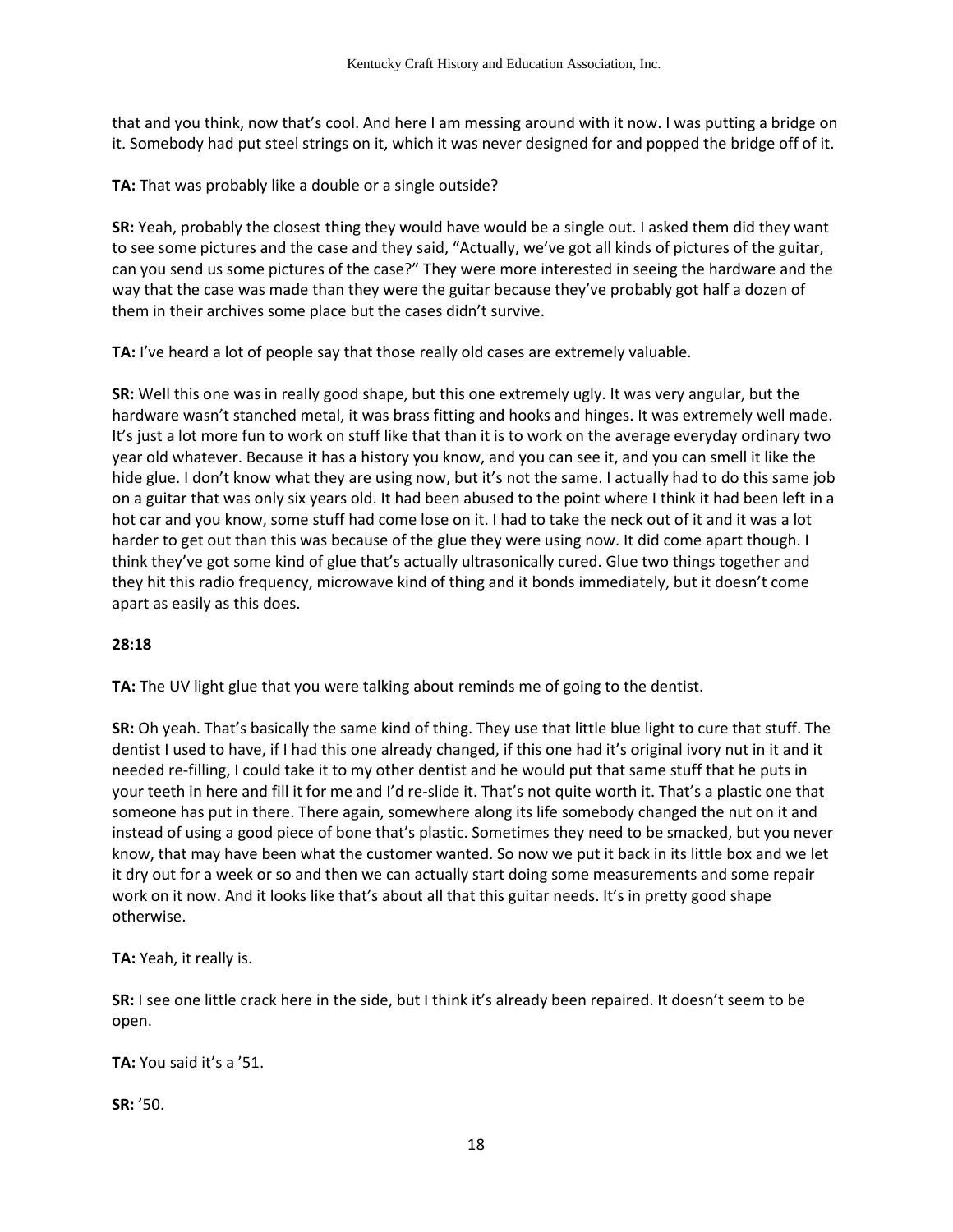that and you think, now that's cool. And here I am messing around with it now. I was putting a bridge on it. Somebody had put steel strings on it, which it was never designed for and popped the bridge off of it.

**TA:** That was probably like a double or a single outside?

**SR:** Yeah, probably the closest thing they would have would be a single out. I asked them did they want to see some pictures and the case and they said, "Actually, we've got all kinds of pictures of the guitar, can you send us some pictures of the case?" They were more interested in seeing the hardware and the way that the case was made than they were the guitar because they've probably got half a dozen of them in their archives some place but the cases didn't survive.

**TA:** I've heard a lot of people say that those really old cases are extremely valuable.

**SR:** Well this one was in really good shape, but this one extremely ugly. It was very angular, but the hardware wasn't stanched metal, it was brass fitting and hooks and hinges. It was extremely well made. It's just a lot more fun to work on stuff like that than it is to work on the average everyday ordinary two year old whatever. Because it has a history you know, and you can see it, and you can smell it like the hide glue. I don't know what they are using now, but it's not the same. I actually had to do this same job on a guitar that was only six years old. It had been abused to the point where I think it had been left in a hot car and you know, some stuff had come lose on it. I had to take the neck out of it and it was a lot harder to get out than this was because of the glue they were using now. It did come apart though. I think they've got some kind of glue that's actually ultrasonically cured. Glue two things together and they hit this radio frequency, microwave kind of thing and it bonds immediately, but it doesn't come apart as easily as this does.

**28:18**

**TA:** The UV light glue that you were talking about reminds me of going to the dentist.

**SR:** Oh yeah. That's basically the same kind of thing. They use that little blue light to cure that stuff. The dentist I used to have, if I had this one already changed, if this one had it's original ivory nut in it and it needed re-filling, I could take it to my other dentist and he would put that same stuff that he puts in your teeth in here and fill it for me and I'd re-slide it. That's not quite worth it. That's a plastic one that someone has put in there. There again, somewhere along its life somebody changed the nut on it and instead of using a good piece of bone that's plastic. Sometimes they need to be smacked, but you never know, that may have been what the customer wanted. So now we put it back in its little box and we let it dry out for a week or so and then we can actually start doing some measurements and some repair work on it now. And it looks like that's about all that this guitar needs. It's in pretty good shape otherwise.

**TA:** Yeah, it really is.

**SR:** I see one little crack here in the side, but I think it's already been repaired. It doesn't seem to be open.

**TA:** You said it's a '51.

**SR:** '50.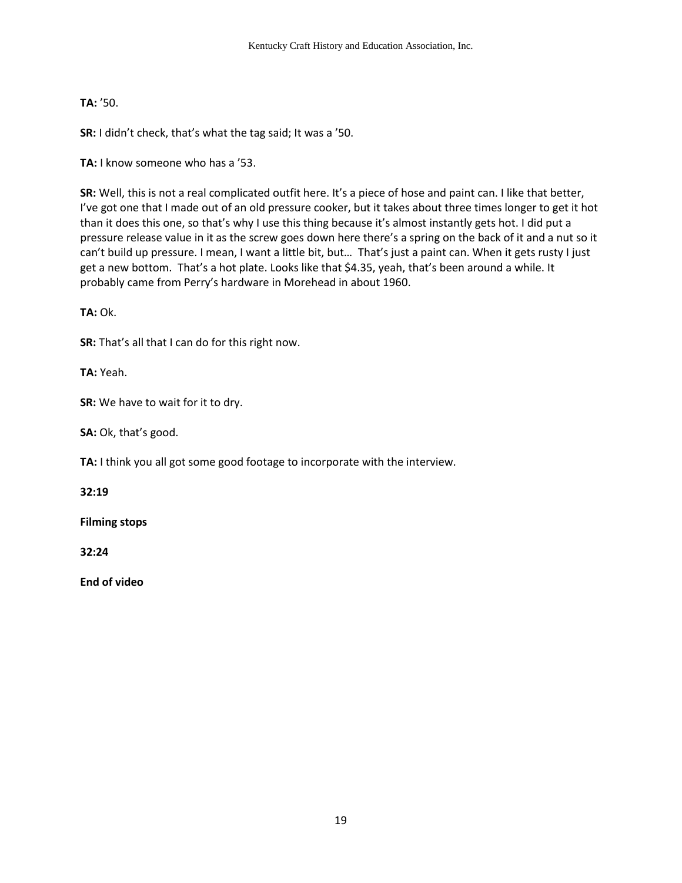**TA:** ’50.

**SR:** I didn’t check, that’s what the tag said; It was a ’50.

**TA:** I know someone who has a ’53.

**SR:** Well, this is not a real complicated outfit here. It’s a piece of hose and paint can. I like that better, I’ve got one that I made out of an old pressure cooker, but it takes about three times longer to get it hot than it does this one, so that’s why I use this thing because it’s almost instantly gets hot. I did put a pressure release value in it as the screw goes down here there’s a spring on the back of it and a nut so it can’t build up pressure. I mean, I want a little bit, but… That’s just a paint can. When it gets rusty I just get a new bottom. That’s a hot plate. Looks like that $4.35, yeah, that’s been around a while. It probably came from Perry’s hardware in Morehead in about 1960.

**TA:** Ok.

**SR:** That’s all that I can do for this right now.

**TA:** Yeah.

**SR:** We have to wait for it to dry.

**SA:** Ok, that’s good.

**TA:** I think you all got some good footage to incorporate with the interview.

**32:19**

**Filming stops**

**32:24**

**End of video**